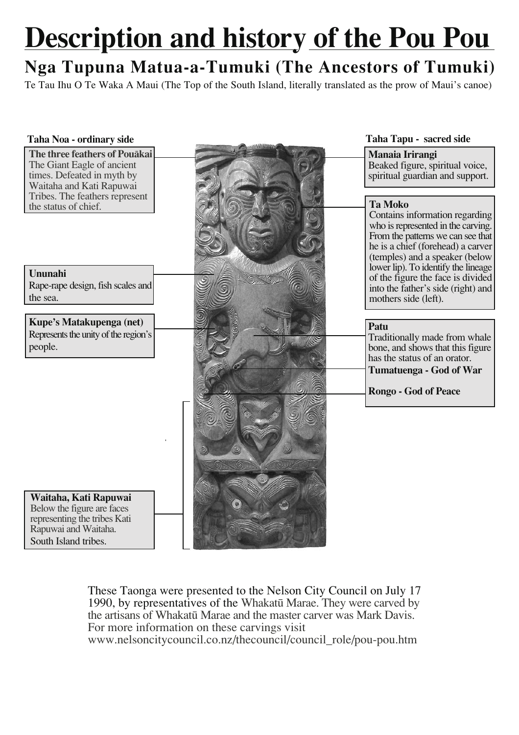# Description and history of the Pou Pou

## Nga Tupuna Matua-a-Tumuki (The Ancestors of Tumuki)

Te Tau Ihu O Te Waka A Maui (The Top of the South Island, literally translated as the prow of Maui's canoe)

**Taha Noa - ordinary side**

**The three feathers of Pouākai**
The Giant Eagle of ancient times. Defeated in myth by Waitaha and Kati Rapuwai Tribes. The feathers represent the status of chief.

**Ununahi**
Rape-rape design, fish scales and the sea.

**Kupe's Matakupenga (net)**
Represents the unity of the region's people.

**Waitaha, Kati Rapuwai**
Below the figure are faces representing the tribes Kati Rapuwai and Waitaha. South Island tribes.

**Taha Tapu - sacred side**

**Manaia Irirangi**
Beaked figure, spiritual voice, spiritual guardian and support.

**Ta Moko**
Contains information regarding who is represented in the carving. From the patterns we can see that he is a chief (forehead) a carver (temples) and a speaker (below lower lip). To identify the lineage of the figure the face is divided into the father's side (right) and mothers side (left).

**Patu**
Traditionally made from whale bone, and shows that this figure has the status of an orator.

**Tumatuenga - God of War**

**Rongo - God of Peace**

These Taonga were presented to the Nelson City Council on July 17 1990, by representatives of the Whakatū Marae. They were carved by the artisans of Whakatū Marae and the master carver was Mark Davis. For more information on these carvings visit www.nelsoncitycouncil.co.nz/thecouncil/council_role/pou-pou.htm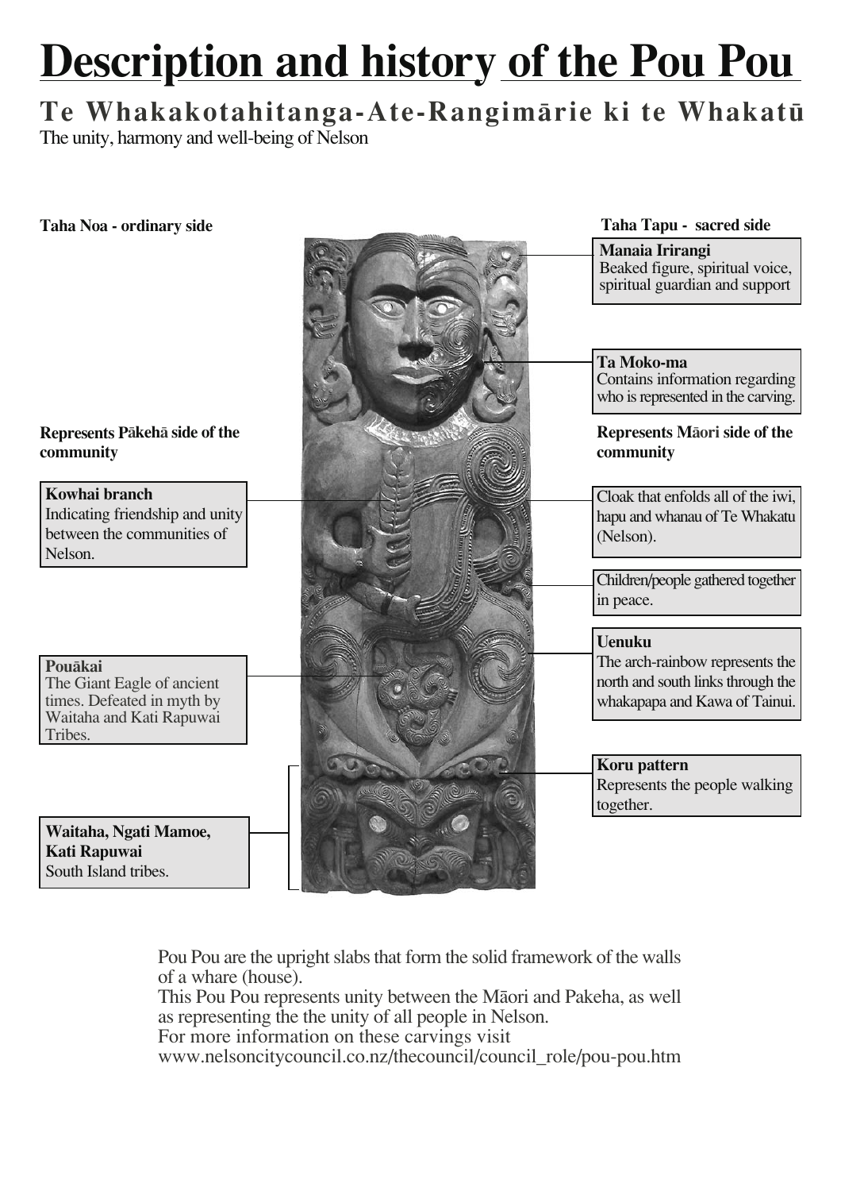# Description and history of the Pou Pou

## Te Whakakotahitanga-Ate-Rangimārie ki te Whakatū

The unity, harmony and well-being of Nelson

**Taha Noa - ordinary side**

**Represents Pākehā side of the community**

**Kowhai branch**
Indicating friendship and unity between the communities of Nelson.

**Pouākai**
The Giant Eagle of ancient times. Defeated in myth by Waitaha and Kati Rapuwai Tribes.

**Waitaha, Ngati Mamoe, Kati Rapuwai**
South Island tribes.

**Taha Tapu - sacred side**

**Manaia Irirangi**
Beaked figure, spiritual voice, spiritual guardian and support

**Ta Moko-ma**
Contains information regarding who is represented in the carving.

**Represents Māori side of the community**

Cloak that enfolds all of the iwi, hapu and whanau of Te Whakatu (Nelson).

Children/people gathered together in peace.

**Uenuku**
The arch-rainbow represents the north and south links through the whakapapa and Kawa of Tainui.

**Koru pattern**
Represents the people walking together.

Pou Pou are the upright slabs that form the solid framework of the walls of a whare (house).
This Pou Pou represents unity between the Māori and Pakeha, as well as representing the the unity of all people in Nelson.
For more information on these carvings visit
www.nelsoncitycouncil.co.nz/thecouncil/council_role/pou-pou.htm